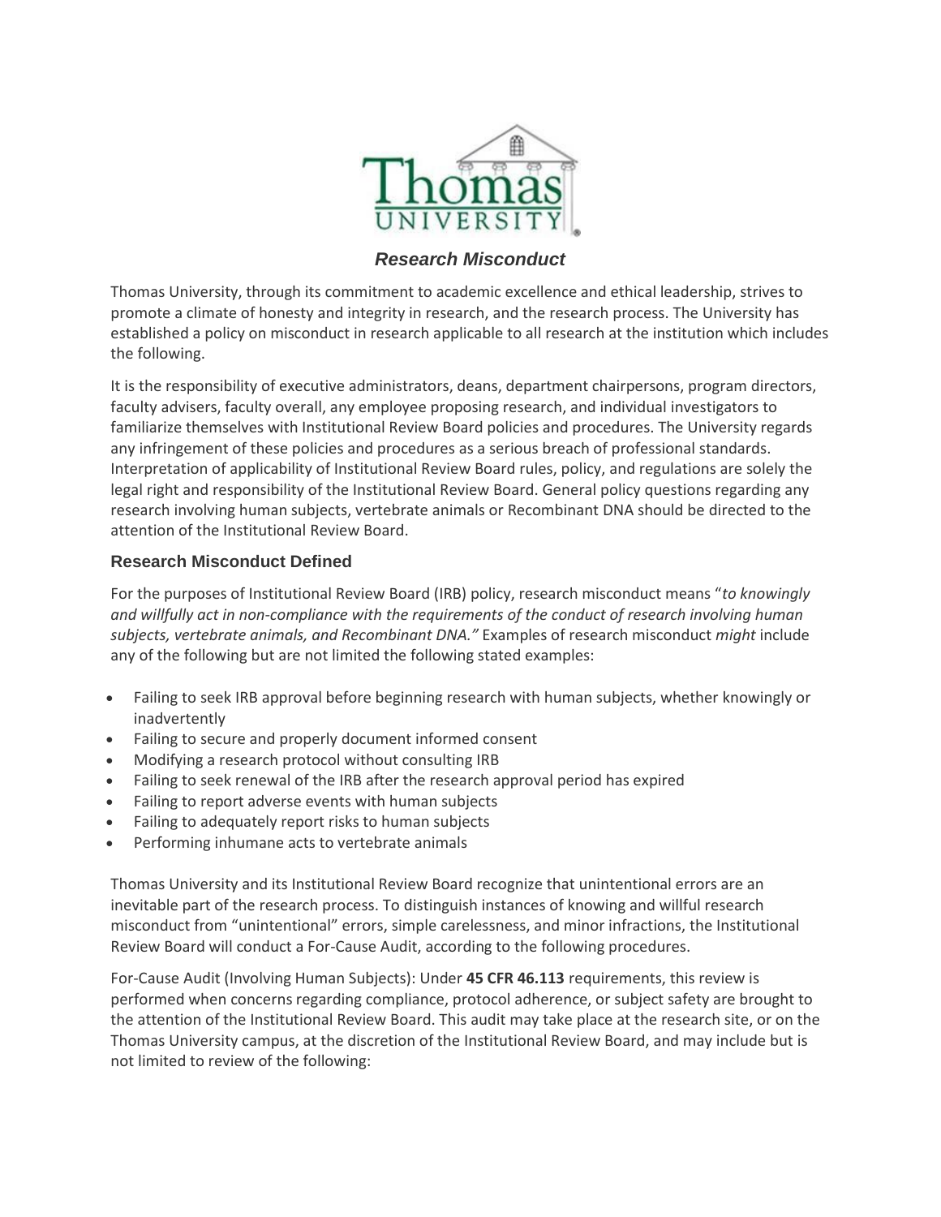*Research Misconduct*

Thomas University, through its commitment to academic excellence and ethical leadership, strives to promote a climate of honesty and integrity in research, and the research process. The University has established a policy on misconduct in research applicable to all research at the institution which includes the following.

It is the responsibility of executive administrators, deans, department chairpersons, program directors, faculty advisers, faculty overall, any employee proposing research, and individual investigators to familiarize themselves with Institutional Review Board policies and procedures. The University regards any infringement of these policies and procedures as a serious breach of professional standards. Interpretation of applicability of Institutional Review Board rules, policy, and regulations are solely the legal right and responsibility of the Institutional Review Board. General policy questions regarding any research involving human subjects, vertebrate animals or Recombinant DNA should be directed to the attention of the Institutional Review Board.

## Research Misconduct Defined

For the purposes of Institutional Review Board (IRB) policy, research misconduct means "*to knowingly and willfully act in non-compliance with the requirements of the conduct of research involving human subjects, vertebrate animals, and Recombinant DNA."* Examples of research misconduct *might* include any of the following but are not limited the following stated examples:

- Failing to seek IRB approval before beginning research with human subjects, whether knowingly or inadvertently
- Failing to secure and properly document informed consent
- Modifying a research protocol without consulting IRB
- Failing to seek renewal of the IRB after the research approval period has expired
- Failing to report adverse events with human subjects
- Failing to adequately report risks to human subjects
- Performing inhumane acts to vertebrate animals

Thomas University and its Institutional Review Board recognize that unintentional errors are an inevitable part of the research process. To distinguish instances of knowing and willful research misconduct from "unintentional" errors, simple carelessness, and minor infractions, the Institutional Review Board will conduct a For-Cause Audit, according to the following procedures.

For-Cause Audit (Involving Human Subjects): Under **45 CFR 46.113** requirements, this review is performed when concerns regarding compliance, protocol adherence, or subject safety are brought to the attention of the Institutional Review Board. This audit may take place at the research site, or on the Thomas University campus, at the discretion of the Institutional Review Board, and may include but is not limited to review of the following: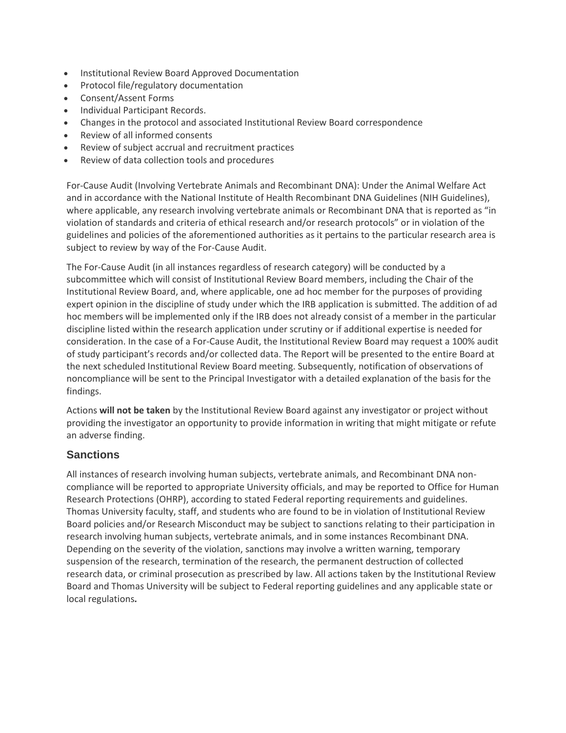- Institutional Review Board Approved Documentation
- Protocol file/regulatory documentation
- Consent/Assent Forms
- Individual Participant Records.
- Changes in the protocol and associated Institutional Review Board correspondence
- Review of all informed consents
- Review of subject accrual and recruitment practices
- Review of data collection tools and procedures

For-Cause Audit (Involving Vertebrate Animals and Recombinant DNA): Under the Animal Welfare Act and in accordance with the National Institute of Health Recombinant DNA Guidelines (NIH Guidelines), where applicable, any research involving vertebrate animals or Recombinant DNA that is reported as "in violation of standards and criteria of ethical research and/or research protocols" or in violation of the guidelines and policies of the aforementioned authorities as it pertains to the particular research area is subject to review by way of the For-Cause Audit.

The For-Cause Audit (in all instances regardless of research category) will be conducted by a subcommittee which will consist of Institutional Review Board members, including the Chair of the Institutional Review Board, and, where applicable, one ad hoc member for the purposes of providing expert opinion in the discipline of study under which the IRB application is submitted. The addition of ad hoc members will be implemented only if the IRB does not already consist of a member in the particular discipline listed within the research application under scrutiny or if additional expertise is needed for consideration. In the case of a For-Cause Audit, the Institutional Review Board may request a 100% audit of study participant's records and/or collected data. The Report will be presented to the entire Board at the next scheduled Institutional Review Board meeting. Subsequently, notification of observations of noncompliance will be sent to the Principal Investigator with a detailed explanation of the basis for the findings.

Actions **will not be taken** by the Institutional Review Board against any investigator or project without providing the investigator an opportunity to provide information in writing that might mitigate or refute an adverse finding.

## Sanctions

All instances of research involving human subjects, vertebrate animals, and Recombinant DNA non-compliance will be reported to appropriate University officials, and may be reported to Office for Human Research Protections (OHRP), according to stated Federal reporting requirements and guidelines. Thomas University faculty, staff, and students who are found to be in violation of Institutional Review Board policies and/or Research Misconduct may be subject to sanctions relating to their participation in research involving human subjects, vertebrate animals, and in some instances Recombinant DNA. Depending on the severity of the violation, sanctions may involve a written warning, temporary suspension of the research, termination of the research, the permanent destruction of collected research data, or criminal prosecution as prescribed by law. All actions taken by the Institutional Review Board and Thomas University will be subject to Federal reporting guidelines and any applicable state or local regulations**.**